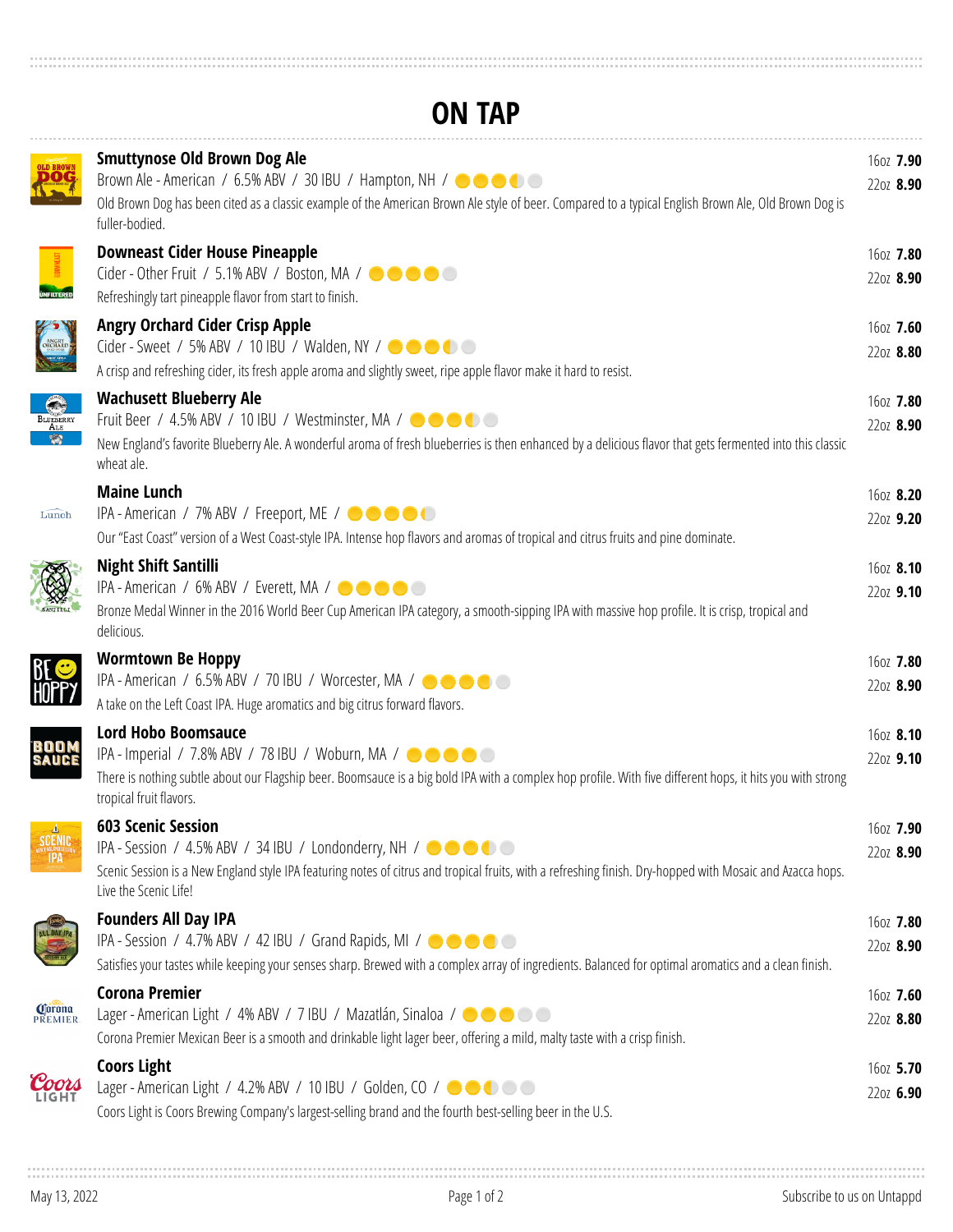# ON TAP

### Smuttynose Old Brown Dog Ale

Brown Ale - American / 6.5% ABV / 30 IBU / Hampton, NH /

Old Brown Dog has been cited as a classic example of the American Brown Ale style of beer. Compared to a typical English Brown Ale, Old Brown Dog is fuller-bodied.

16oz **7.90**
22oz **8.90**

### Downeast Cider House Pineapple

Cider - Other Fruit / 5.1% ABV / Boston, MA /

Refreshingly tart pineapple flavor from start to finish.

16oz **7.80**
22oz **8.90**

### Angry Orchard Cider Crisp Apple

Cider - Sweet / 5% ABV / 10 IBU / Walden, NY /

A crisp and refreshing cider, its fresh apple aroma and slightly sweet, ripe apple flavor make it hard to resist.

16oz **7.60**
22oz **8.80**

### Wachusett Blueberry Ale

Fruit Beer / 4.5% ABV / 10 IBU / Westminster, MA /

New England's favorite Blueberry Ale. A wonderful aroma of fresh blueberries is then enhanced by a delicious flavor that gets fermented into this classic wheat ale.

16oz **7.80**
22oz **8.90**

### Maine Lunch

IPA - American / 7% ABV / Freeport, ME /

Our "East Coast" version of a West Coast-style IPA. Intense hop flavors and aromas of tropical and citrus fruits and pine dominate.

16oz **8.20**
22oz **9.20**

### Night Shift Santilli

IPA - American / 6% ABV / Everett, MA /

Bronze Medal Winner in the 2016 World Beer Cup American IPA category, a smooth-sipping IPA with massive hop profile. It is crisp, tropical and delicious.

16oz **8.10**
22oz **9.10**

### Wormtown Be Hoppy

IPA - American / 6.5% ABV / 70 IBU / Worcester, MA /

A take on the Left Coast IPA. Huge aromatics and big citrus forward flavors.

16oz **7.80**
22oz **8.90**

### Lord Hobo Boomsauce

IPA - Imperial / 7.8% ABV / 78 IBU / Woburn, MA /

There is nothing subtle about our Flagship beer. Boomsauce is a big bold IPA with a complex hop profile. With five different hops, it hits you with strong tropical fruit flavors.

16oz **8.10**
22oz **9.10**

### 603 Scenic Session

IPA - Session / 4.5% ABV / 34 IBU / Londonderry, NH /

Scenic Session is a New England style IPA featuring notes of citrus and tropical fruits, with a refreshing finish. Dry-hopped with Mosaic and Azacca hops. Live the Scenic Life!

16oz **7.90**
22oz **8.90**

### Founders All Day IPA

IPA - Session / 4.7% ABV / 42 IBU / Grand Rapids, MI /

Satisfies your tastes while keeping your senses sharp. Brewed with a complex array of ingredients. Balanced for optimal aromatics and a clean finish.

16oz **7.80**
22oz **8.90**

### Corona Premier

Lager - American Light / 4% ABV / 7 IBU / Mazatlán, Sinaloa /

Corona Premier Mexican Beer is a smooth and drinkable light lager beer, offering a mild, malty taste with a crisp finish.

16oz **7.60**
22oz **8.80**

### Coors Light

Lager - American Light / 4.2% ABV / 10 IBU / Golden, CO /

Coors Light is Coors Brewing Company's largest-selling brand and the fourth best-selling beer in the U.S.

16oz **5.70**
22oz **6.90**

May 13, 2022

Subscribe to us on Untappd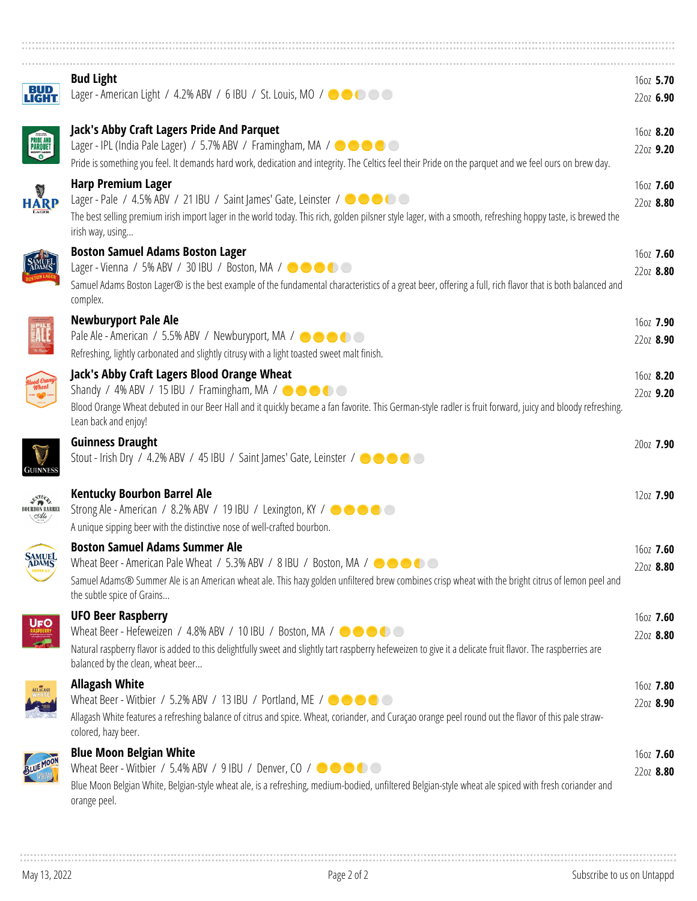### Bud Light

Lager - American Light / 4.2% ABV / 6 IBU / St. Louis, MO /

16oz **5.70**
22oz **6.90**

### Jack's Abby Craft Lagers Pride And Parquet

Lager - IPL (India Pale Lager) / 5.7% ABV / Framingham, MA /

Pride is something you feel. It demands hard work, dedication and integrity. The Celtics feel their Pride on the parquet and we feel ours on brew day.

16oz **8.20**
22oz **9.20**

### Harp Premium Lager

Lager - Pale / 4.5% ABV / 21 IBU / Saint James' Gate, Leinster /

The best selling premium irish import lager in the world today. This rich, golden pilsner style lager, with a smooth, refreshing hoppy taste, is brewed the irish way, using...

16oz **7.60**
22oz **8.80**

### Boston Samuel Adams Boston Lager

Lager - Vienna / 5% ABV / 30 IBU / Boston, MA /

Samuel Adams Boston Lager® is the best example of the fundamental characteristics of a great beer, offering a full, rich flavor that is both balanced and complex.

16oz **7.60**
22oz **8.80**

### Newburyport Pale Ale

Pale Ale - American / 5.5% ABV / Newburyport, MA /

Refreshing, lightly carbonated and slightly citrusy with a light toasted sweet malt finish.

16oz **7.90**
22oz **8.90**

### Jack's Abby Craft Lagers Blood Orange Wheat

Shandy / 4% ABV / 15 IBU / Framingham, MA /

Blood Orange Wheat debuted in our Beer Hall and it quickly became a fan favorite. This German-style radler is fruit forward, juicy and bloody refreshing. Lean back and enjoy!

16oz **8.20**
22oz **9.20**

### Guinness Draught

Stout - Irish Dry / 4.2% ABV / 45 IBU / Saint James' Gate, Leinster /

20oz **7.90**

### Kentucky Bourbon Barrel Ale

Strong Ale - American / 8.2% ABV / 19 IBU / Lexington, KY /

A unique sipping beer with the distinctive nose of well-crafted bourbon.

12oz **7.90**

### Boston Samuel Adams Summer Ale

Wheat Beer - American Pale Wheat / 5.3% ABV / 8 IBU / Boston, MA /

Samuel Adams® Summer Ale is an American wheat ale. This hazy golden unfiltered brew combines crisp wheat with the bright citrus of lemon peel and the subtle spice of Grains...

16oz **7.60**
22oz **8.80**

### UFO Beer Raspberry

Wheat Beer - Hefeweizen / 4.8% ABV / 10 IBU / Boston, MA /

Natural raspberry flavor is added to this delightfully sweet and slightly tart raspberry hefeweizen to give it a delicate fruit flavor. The raspberries are balanced by the clean, wheat beer...

16oz **7.60**
22oz **8.80**

### Allagash White

Wheat Beer - Witbier / 5.2% ABV / 13 IBU / Portland, ME /

Allagash White features a refreshing balance of citrus and spice. Wheat, coriander, and Curaçao orange peel round out the flavor of this pale straw-colored, hazy beer.

16oz **7.80**
22oz **8.90**

### Blue Moon Belgian White

Wheat Beer - Witbier / 5.4% ABV / 9 IBU / Denver, CO /

Blue Moon Belgian White, Belgian-style wheat ale, is a refreshing, medium-bodied, unfiltered Belgian-style wheat ale spiced with fresh coriander and orange peel.

16oz **7.60**
22oz **8.80**

May 13, 2022

Subscribe to us on Untappd